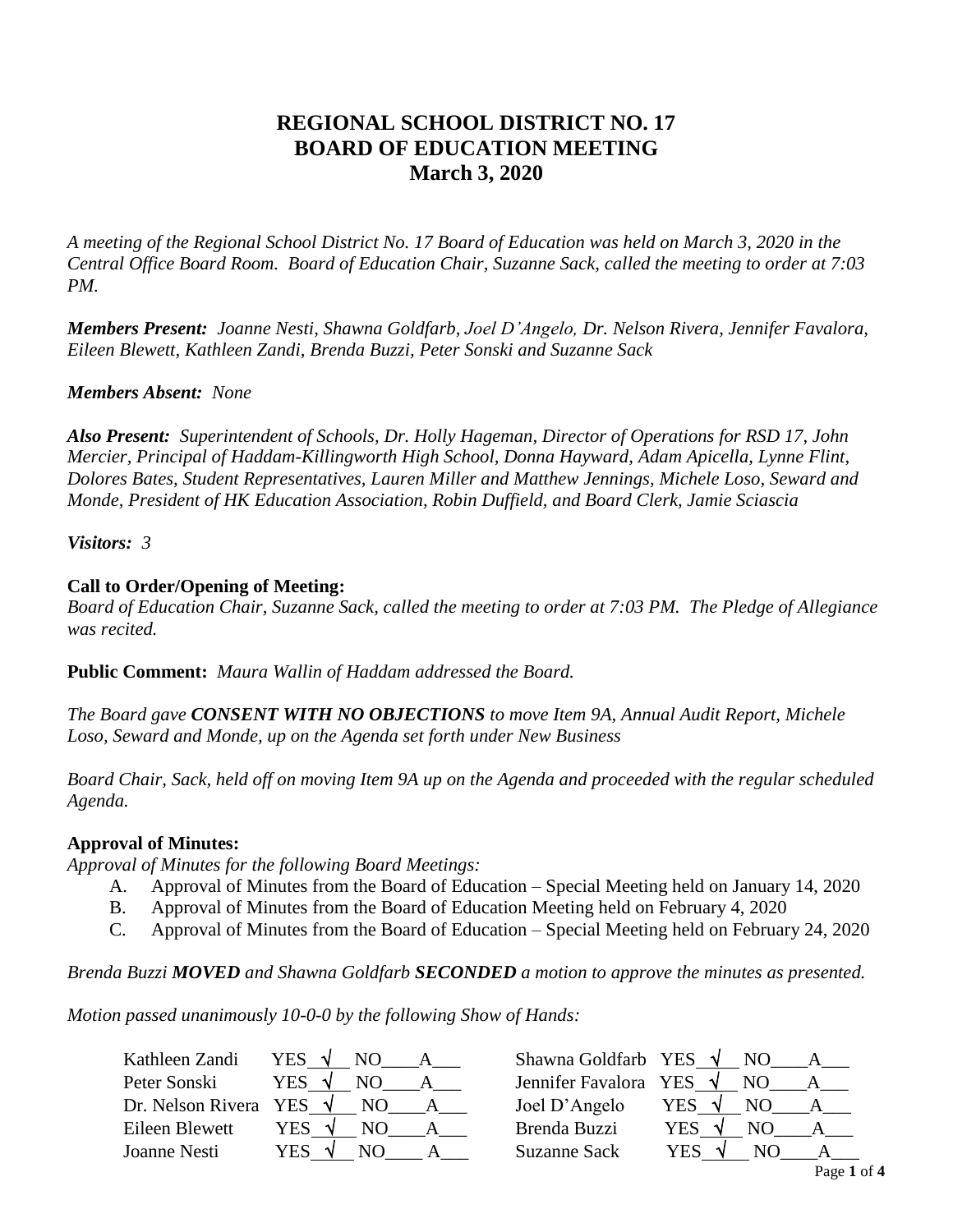# REGIONAL SCHOOL DISTRICT NO. 17
# BOARD OF EDUCATION MEETING
# March 3, 2020

*A meeting of the Regional School District No. 17 Board of Education was held on March 3, 2020 in the Central Office Board Room. Board of Education Chair, Suzanne Sack, called the meeting to order at 7:03 PM.*

***Members Present:*** *Joanne Nesti, Shawna Goldfarb, Joel D'Angelo, Dr. Nelson Rivera, Jennifer Favalora, Eileen Blewett, Kathleen Zandi, Brenda Buzzi, Peter Sonski and Suzanne Sack*

***Members Absent:*** *None*

***Also Present:*** *Superintendent of Schools, Dr. Holly Hageman, Director of Operations for RSD 17, John Mercier, Principal of Haddam-Killingworth High School, Donna Hayward, Adam Apicella, Lynne Flint, Dolores Bates, Student Representatives, Lauren Miller and Matthew Jennings, Michele Loso, Seward and Monde, President of HK Education Association, Robin Duffield, and Board Clerk, Jamie Sciascia*

***Visitors:*** *3*

**Call to Order/Opening of Meeting:**
*Board of Education Chair, Suzanne Sack, called the meeting to order at 7:03 PM. The Pledge of Allegiance was recited.*

**Public Comment:** *Maura Wallin of Haddam addressed the Board.*

*The Board gave* ***CONSENT WITH NO OBJECTIONS*** *to move Item 9A, Annual Audit Report, Michele Loso, Seward and Monde, up on the Agenda set forth under New Business*

*Board Chair, Sack, held off on moving Item 9A up on the Agenda and proceeded with the regular scheduled Agenda.*

**Approval of Minutes:**
*Approval of Minutes for the following Board Meetings:*

A. Approval of Minutes from the Board of Education – Special Meeting held on January 14, 2020
B. Approval of Minutes from the Board of Education Meeting held on February 4, 2020
C. Approval of Minutes from the Board of Education – Special Meeting held on February 24, 2020

*Brenda Buzzi* ***MOVED*** *and Shawna Goldfarb* ***SECONDED*** *a motion to approve the minutes as presented.*

*Motion passed unanimously 10-0-0 by the following Show of Hands:*

| Member | Vote | Member | Vote |
|---|---|---|---|
| Kathleen Zandi | YES √ NO___ A___ | Shawna Goldfarb | YES √ NO___ A___ |
| Peter Sonski | YES √ NO___ A___ | Jennifer Favalora | YES √ NO___ A___ |
| Dr. Nelson Rivera | YES √ NO___ A___ | Joel D'Angelo | YES √ NO___ A___ |
| Eileen Blewett | YES √ NO___ A___ | Brenda Buzzi | YES √ NO___ A___ |
| Joanne Nesti | YES √ NO___ A___ | Suzanne Sack | YES √ NO___ A___ |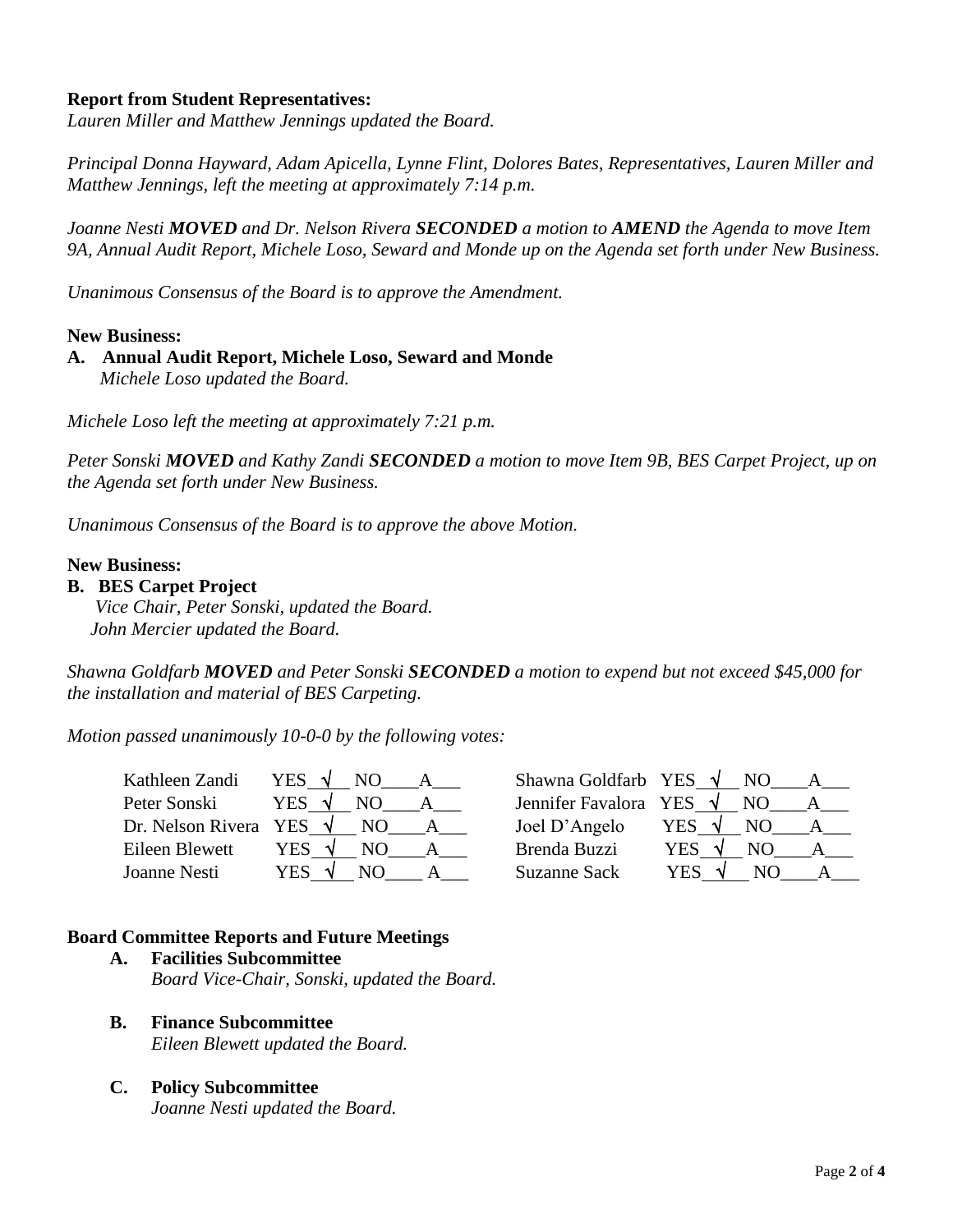**Report from Student Representatives:**
*Lauren Miller and Matthew Jennings updated the Board.*

*Principal Donna Hayward, Adam Apicella, Lynne Flint, Dolores Bates, Representatives, Lauren Miller and Matthew Jennings, left the meeting at approximately 7:14 p.m.*

*Joanne Nesti **MOVED** and Dr. Nelson Rivera **SECONDED** a motion to **AMEND** the Agenda to move Item 9A, Annual Audit Report, Michele Loso, Seward and Monde up on the Agenda set forth under New Business.*

*Unanimous Consensus of the Board is to approve the Amendment.*

**New Business:**

**A. Annual Audit Report, Michele Loso, Seward and Monde**
*Michele Loso updated the Board.*

*Michele Loso left the meeting at approximately 7:21 p.m.*

*Peter Sonski **MOVED** and Kathy Zandi **SECONDED** a motion to move Item 9B, BES Carpet Project, up on the Agenda set forth under New Business.*

*Unanimous Consensus of the Board is to approve the above Motion.*

**New Business:**

**B. BES Carpet Project**
*Vice Chair, Peter Sonski, updated the Board.*
*John Mercier updated the Board.*

*Shawna Goldfarb **MOVED** and Peter Sonski **SECONDED** a motion to expend but not exceed $45,000 for the installation and material of BES Carpeting.*

*Motion passed unanimously 10-0-0 by the following votes:*

| Member | YES | NO | A | Member | YES | NO | A |
|---|---|---|---|---|---|---|---|
| Kathleen Zandi | √ | | | Shawna Goldfarb | √ | | |
| Peter Sonski | √ | | | Jennifer Favalora | √ | | |
| Dr. Nelson Rivera | √ | | | Joel D'Angelo | √ | | |
| Eileen Blewett | √ | | | Brenda Buzzi | √ | | |
| Joanne Nesti | √ | | | Suzanne Sack | √ | | |

**Board Committee Reports and Future Meetings**

**A. Facilities Subcommittee**
*Board Vice-Chair, Sonski, updated the Board.*

**B. Finance Subcommittee**
*Eileen Blewett updated the Board.*

**C. Policy Subcommittee**
*Joanne Nesti updated the Board.*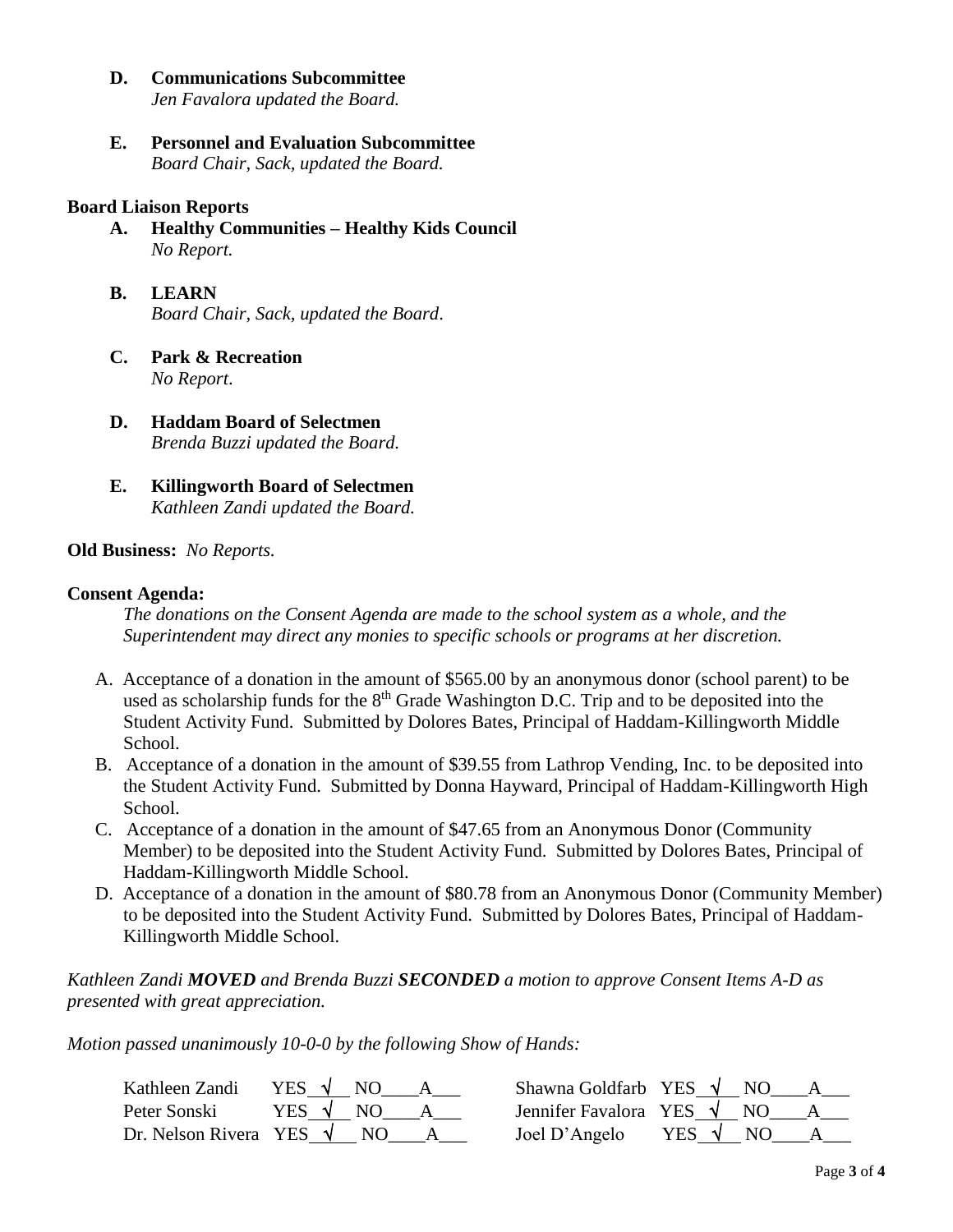**D. Communications Subcommittee**
*Jen Favalora updated the Board.*

**E. Personnel and Evaluation Subcommittee**
*Board Chair, Sack, updated the Board.*

**Board Liaison Reports**

**A. Healthy Communities – Healthy Kids Council**
*No Report.*

**B. LEARN**
*Board Chair, Sack, updated the Board.*

**C. Park & Recreation**
*No Report.*

**D. Haddam Board of Selectmen**
*Brenda Buzzi updated the Board.*

**E. Killingworth Board of Selectmen**
*Kathleen Zandi updated the Board.*

**Old Business:** *No Reports.*

**Consent Agenda:**

*The donations on the Consent Agenda are made to the school system as a whole, and the Superintendent may direct any monies to specific schools or programs at her discretion.*

A. Acceptance of a donation in the amount of $565.00 by an anonymous donor (school parent) to be used as scholarship funds for the 8th Grade Washington D.C. Trip and to be deposited into the Student Activity Fund. Submitted by Dolores Bates, Principal of Haddam-Killingworth Middle School.
B. Acceptance of a donation in the amount of $39.55 from Lathrop Vending, Inc. to be deposited into the Student Activity Fund. Submitted by Donna Hayward, Principal of Haddam-Killingworth High School.
C. Acceptance of a donation in the amount of $47.65 from an Anonymous Donor (Community Member) to be deposited into the Student Activity Fund. Submitted by Dolores Bates, Principal of Haddam-Killingworth Middle School.
D. Acceptance of a donation in the amount of $80.78 from an Anonymous Donor (Community Member) to be deposited into the Student Activity Fund. Submitted by Dolores Bates, Principal of Haddam-Killingworth Middle School.

*Kathleen Zandi **MOVED** and Brenda Buzzi **SECONDED** a motion to approve Consent Items A-D as presented with great appreciation.*

*Motion passed unanimously 10-0-0 by the following Show of Hands:*

| Member | YES | NO | A | Member | YES | NO | A |
|---|---|---|---|---|---|---|---|
| Kathleen Zandi | √ | | | Shawna Goldfarb | √ | | |
| Peter Sonski | √ | | | Jennifer Favalora | √ | | |
| Dr. Nelson Rivera | √ | | | Joel D'Angelo | √ | | |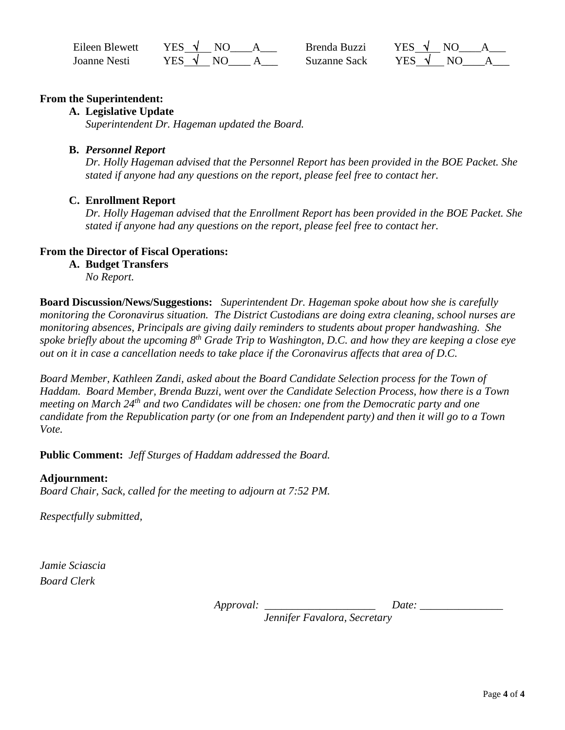| | | | |
|---|---|---|---|
| Eileen Blewett | YES √ NO\_\_\_\_A\_\_\_ | Brenda Buzzi | YES √ NO\_\_\_\_A\_\_\_ |
| Joanne Nesti | YES √ NO\_\_\_\_ A\_\_\_ | Suzanne Sack | YES √ NO\_\_\_\_A\_\_\_ |

**From the Superintendent:**

**A. Legislative Update**

*Superintendent Dr. Hageman updated the Board.*

**B. *Personnel Report***

*Dr. Holly Hageman advised that the Personnel Report has been provided in the BOE Packet. She stated if anyone had any questions on the report, please feel free to contact her.*

**C. Enrollment Report**

*Dr. Holly Hageman advised that the Enrollment Report has been provided in the BOE Packet. She stated if anyone had any questions on the report, please feel free to contact her.*

**From the Director of Fiscal Operations:**

**A. Budget Transfers**

*No Report.*

**Board Discussion/News/Suggestions:** *Superintendent Dr. Hageman spoke about how she is carefully monitoring the Coronavirus situation. The District Custodians are doing extra cleaning, school nurses are monitoring absences, Principals are giving daily reminders to students about proper handwashing. She spoke briefly about the upcoming 8th Grade Trip to Washington, D.C. and how they are keeping a close eye out on it in case a cancellation needs to take place if the Coronavirus affects that area of D.C.*

*Board Member, Kathleen Zandi, asked about the Board Candidate Selection process for the Town of Haddam. Board Member, Brenda Buzzi, went over the Candidate Selection Process, how there is a Town meeting on March 24th and two Candidates will be chosen: one from the Democratic party and one candidate from the Republication party (or one from an Independent party) and then it will go to a Town Vote.*

**Public Comment:** *Jeff Sturges of Haddam addressed the Board.*

**Adjournment:**

*Board Chair, Sack, called for the meeting to adjourn at 7:52 PM.*

*Respectfully submitted,*

*Jamie Sciascia*
*Board Clerk*

*Approval:* \_\_\_\_\_\_\_\_\_\_\_\_\_\_\_\_\_\_\_\_ *Date:* \_\_\_\_\_\_\_\_\_\_\_\_\_\_\_
*Jennifer Favalora, Secretary*